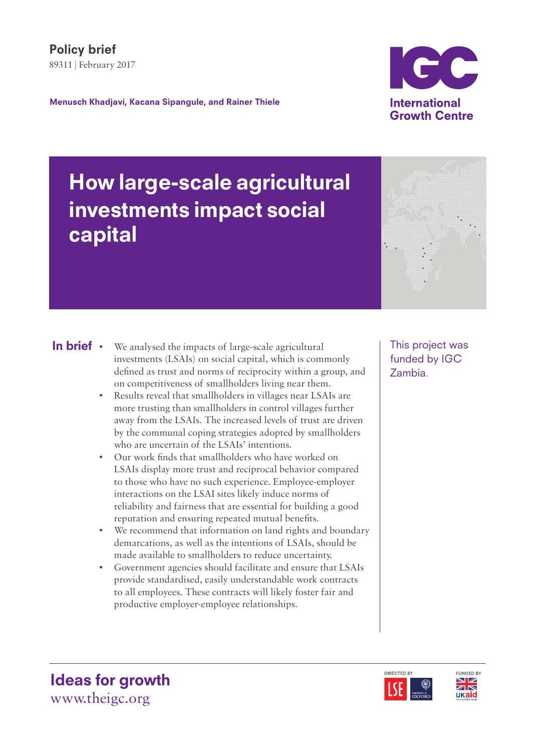**Policy brief**
89311 | February 2017

**Menusch Khadjavi, Kacana Sipangule, and Rainer Thiele**

# How large-scale agricultural investments impact social capital

## In brief

- We analysed the impacts of large-scale agricultural investments (LSAIs) on social capital, which is commonly defined as trust and norms of reciprocity within a group, and on competitiveness of smallholders living near them.
- Results reveal that smallholders in villages near LSAIs are more trusting than smallholders in control villages further away from the LSAIs. The increased levels of trust are driven by the communal coping strategies adopted by smallholders who are uncertain of the LSAIs' intentions.
- Our work finds that smallholders who have worked on LSAIs display more trust and reciprocal behavior compared to those who have no such experience. Employee-employer interactions on the LSAI sites likely induce norms of reliability and fairness that are essential for building a good reputation and ensuring repeated mutual benefits.
- We recommend that information on land rights and boundary demarcations, as well as the intentions of LSAIs, should be made available to smallholders to reduce uncertainty.
- Government agencies should facilitate and ensure that LSAIs provide standardised, easily understandable work contracts to all employees. These contracts will likely foster fair and productive employer-employee relationships.

This project was funded by IGC Zambia.

**Ideas for growth**
www.theigc.org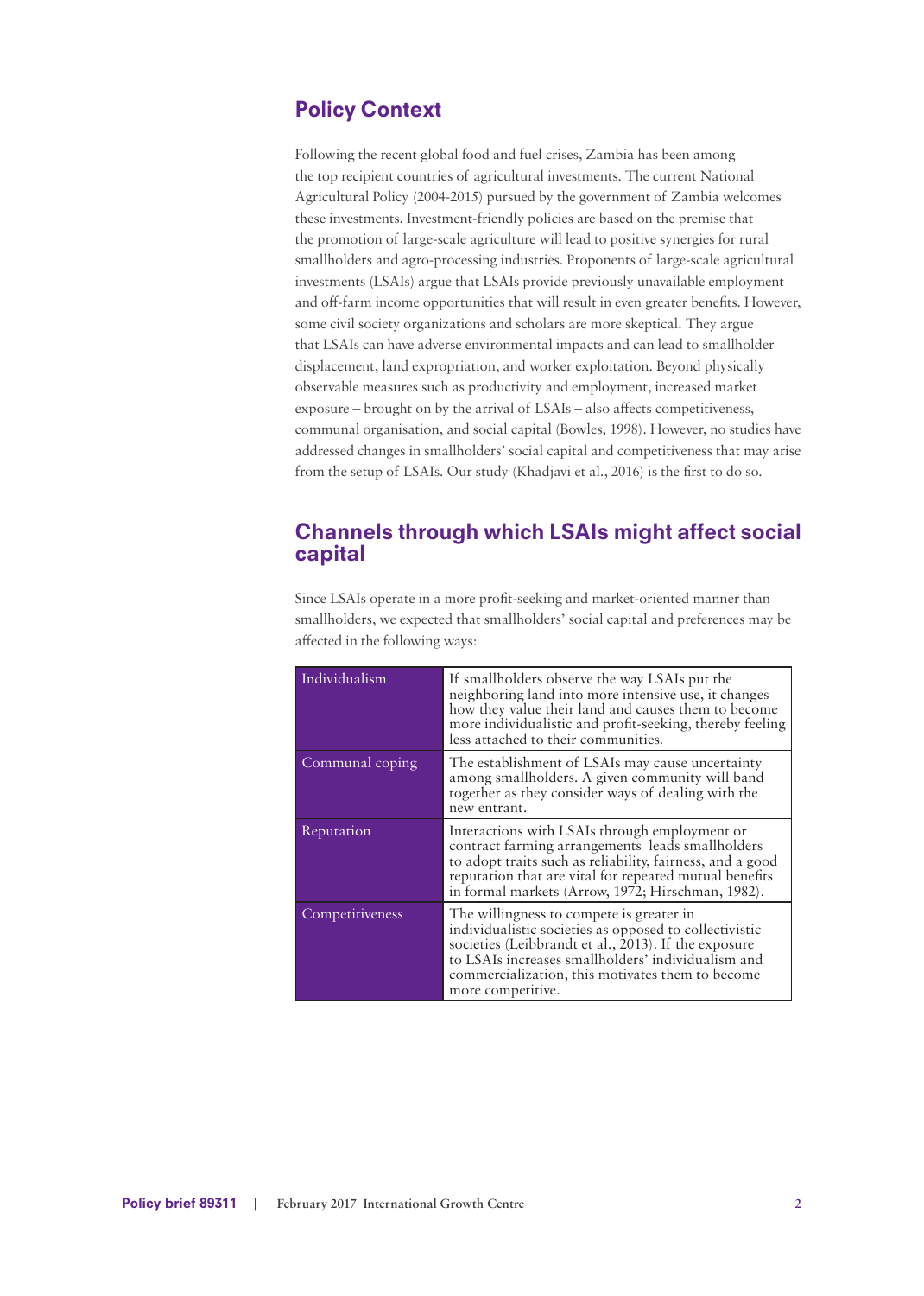## Policy Context

Following the recent global food and fuel crises, Zambia has been among the top recipient countries of agricultural investments. The current National Agricultural Policy (2004-2015) pursued by the government of Zambia welcomes these investments. Investment-friendly policies are based on the premise that the promotion of large-scale agriculture will lead to positive synergies for rural smallholders and agro-processing industries. Proponents of large-scale agricultural investments (LSAIs) argue that LSAIs provide previously unavailable employment and off-farm income opportunities that will result in even greater benefits. However, some civil society organizations and scholars are more skeptical. They argue that LSAIs can have adverse environmental impacts and can lead to smallholder displacement, land expropriation, and worker exploitation. Beyond physically observable measures such as productivity and employment, increased market exposure – brought on by the arrival of LSAIs – also affects competitiveness, communal organisation, and social capital (Bowles, 1998). However, no studies have addressed changes in smallholders' social capital and competitiveness that may arise from the setup of LSAIs. Our study (Khadjavi et al., 2016) is the first to do so.

## Channels through which LSAIs might affect social capital

Since LSAIs operate in a more profit-seeking and market-oriented manner than smallholders, we expected that smallholders' social capital and preferences may be affected in the following ways:

| | |
|---|---|
| Individualism | If smallholders observe the way LSAIs put the neighboring land into more intensive use, it changes how they value their land and causes them to become more individualistic and profit-seeking, thereby feeling less attached to their communities. |
| Communal coping | The establishment of LSAIs may cause uncertainty among smallholders. A given community will band together as they consider ways of dealing with the new entrant. |
| Reputation | Interactions with LSAIs through employment or contract farming arrangements leads smallholders to adopt traits such as reliability, fairness, and a good reputation that are vital for repeated mutual benefits in formal markets (Arrow, 1972; Hirschman, 1982). |
| Competitiveness | The willingness to compete is greater in individualistic societies as opposed to collectivistic societies (Leibbrandt et al., 2013). If the exposure to LSAIs increases smallholders' individualism and commercialization, this motivates them to become more competitive. |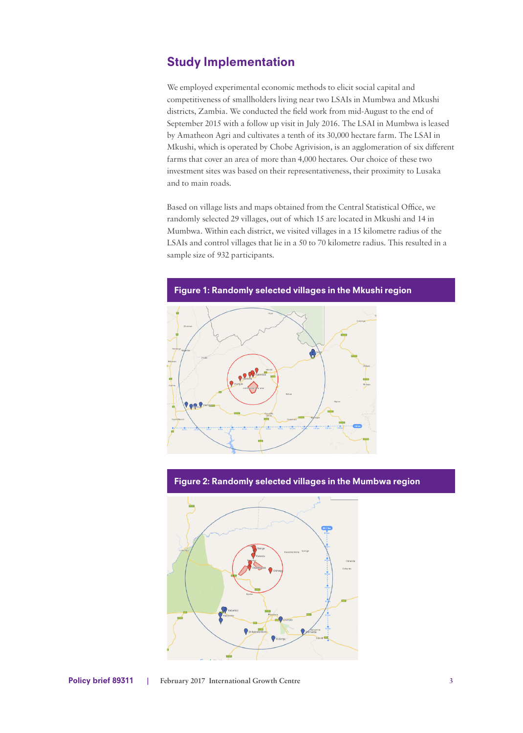## Study Implementation

We employed experimental economic methods to elicit social capital and competitiveness of smallholders living near two LSAIs in Mumbwa and Mkushi districts, Zambia. We conducted the field work from mid-August to the end of September 2015 with a follow up visit in July 2016. The LSAI in Mumbwa is leased by Amatheon Agri and cultivates a tenth of its 30,000 hectare farm. The LSAI in Mkushi, which is operated by Chobe Agrivision, is an agglomeration of six different farms that cover an area of more than 4,000 hectares. Our choice of these two investment sites was based on their representativeness, their proximity to Lusaka and to main roads.

Based on village lists and maps obtained from the Central Statistical Office, we randomly selected 29 villages, out of which 15 are located in Mkushi and 14 in Mumbwa. Within each district, we visited villages in a 15 kilometre radius of the LSAIs and control villages that lie in a 50 to 70 kilometre radius. This resulted in a sample size of 932 participants.

**Figure 1: Randomly selected villages in the Mkushi region**

**Figure 2: Randomly selected villages in the Mumbwa region**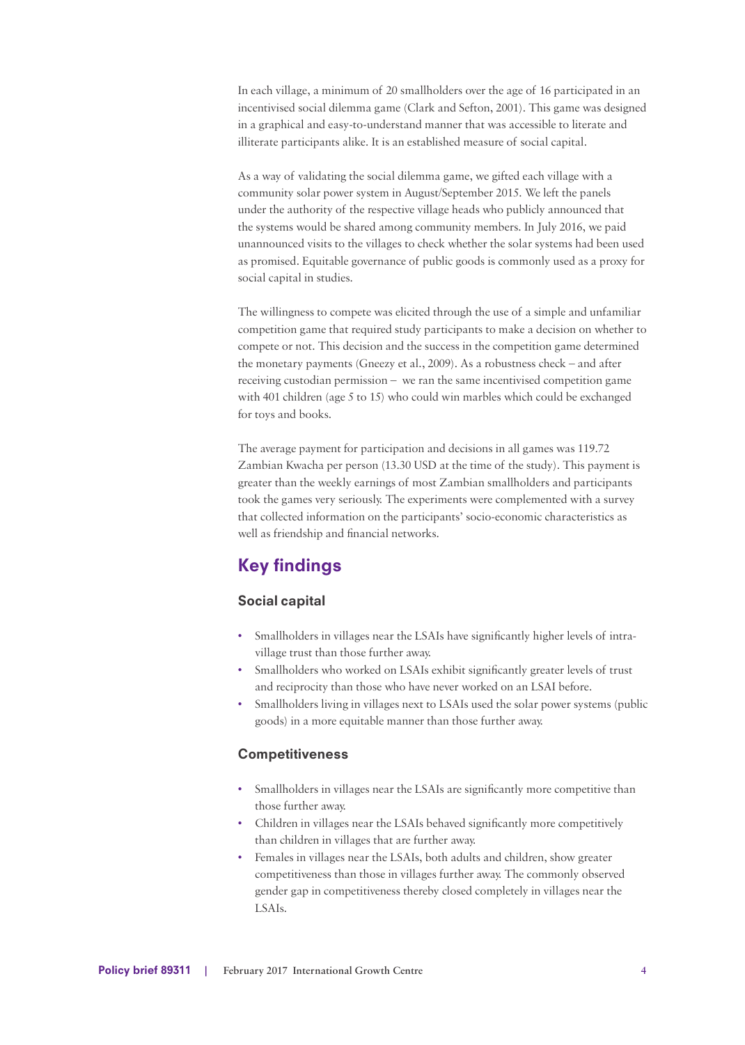In each village, a minimum of 20 smallholders over the age of 16 participated in an incentivised social dilemma game (Clark and Sefton, 2001). This game was designed in a graphical and easy-to-understand manner that was accessible to literate and illiterate participants alike. It is an established measure of social capital.

As a way of validating the social dilemma game, we gifted each village with a community solar power system in August/September 2015. We left the panels under the authority of the respective village heads who publicly announced that the systems would be shared among community members. In July 2016, we paid unannounced visits to the villages to check whether the solar systems had been used as promised. Equitable governance of public goods is commonly used as a proxy for social capital in studies.

The willingness to compete was elicited through the use of a simple and unfamiliar competition game that required study participants to make a decision on whether to compete or not. This decision and the success in the competition game determined the monetary payments (Gneezy et al., 2009). As a robustness check – and after receiving custodian permission – we ran the same incentivised competition game with 401 children (age 5 to 15) who could win marbles which could be exchanged for toys and books.

The average payment for participation and decisions in all games was 119.72 Zambian Kwacha per person (13.30 USD at the time of the study). This payment is greater than the weekly earnings of most Zambian smallholders and participants took the games very seriously. The experiments were complemented with a survey that collected information on the participants' socio-economic characteristics as well as friendship and financial networks.

## Key findings

### Social capital

- Smallholders in villages near the LSAIs have significantly higher levels of intra-village trust than those further away.
- Smallholders who worked on LSAIs exhibit significantly greater levels of trust and reciprocity than those who have never worked on an LSAI before.
- Smallholders living in villages next to LSAIs used the solar power systems (public goods) in a more equitable manner than those further away.

### Competitiveness

- Smallholders in villages near the LSAIs are significantly more competitive than those further away.
- Children in villages near the LSAIs behaved significantly more competitively than children in villages that are further away.
- Females in villages near the LSAIs, both adults and children, show greater competitiveness than those in villages further away. The commonly observed gender gap in competitiveness thereby closed completely in villages near the LSAIs.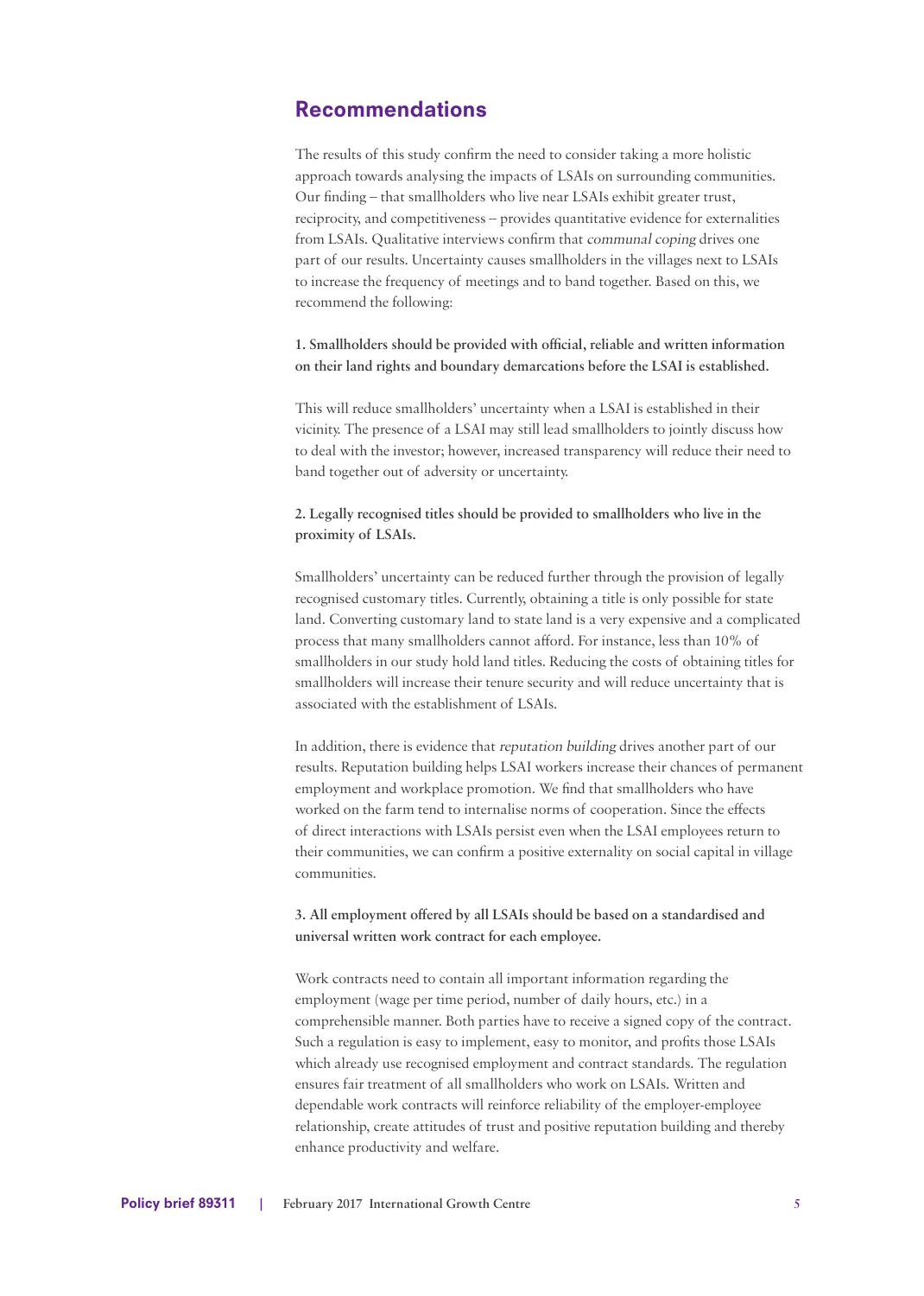## Recommendations

The results of this study confirm the need to consider taking a more holistic approach towards analysing the impacts of LSAIs on surrounding communities. Our finding – that smallholders who live near LSAIs exhibit greater trust, reciprocity, and competitiveness – provides quantitative evidence for externalities from LSAIs. Qualitative interviews confirm that *communal coping* drives one part of our results. Uncertainty causes smallholders in the villages next to LSAIs to increase the frequency of meetings and to band together. Based on this, we recommend the following:

**1. Smallholders should be provided with official, reliable and written information on their land rights and boundary demarcations before the LSAI is established.**

This will reduce smallholders' uncertainty when a LSAI is established in their vicinity. The presence of a LSAI may still lead smallholders to jointly discuss how to deal with the investor; however, increased transparency will reduce their need to band together out of adversity or uncertainty.

**2. Legally recognised titles should be provided to smallholders who live in the proximity of LSAIs.**

Smallholders' uncertainty can be reduced further through the provision of legally recognised customary titles. Currently, obtaining a title is only possible for state land. Converting customary land to state land is a very expensive and a complicated process that many smallholders cannot afford. For instance, less than 10% of smallholders in our study hold land titles. Reducing the costs of obtaining titles for smallholders will increase their tenure security and will reduce uncertainty that is associated with the establishment of LSAIs.

In addition, there is evidence that *reputation building* drives another part of our results. Reputation building helps LSAI workers increase their chances of permanent employment and workplace promotion. We find that smallholders who have worked on the farm tend to internalise norms of cooperation. Since the effects of direct interactions with LSAIs persist even when the LSAI employees return to their communities, we can confirm a positive externality on social capital in village communities.

**3. All employment offered by all LSAIs should be based on a standardised and universal written work contract for each employee.**

Work contracts need to contain all important information regarding the employment (wage per time period, number of daily hours, etc.) in a comprehensible manner. Both parties have to receive a signed copy of the contract. Such a regulation is easy to implement, easy to monitor, and profits those LSAIs which already use recognised employment and contract standards. The regulation ensures fair treatment of all smallholders who work on LSAIs. Written and dependable work contracts will reinforce reliability of the employer-employee relationship, create attitudes of trust and positive reputation building and thereby enhance productivity and welfare.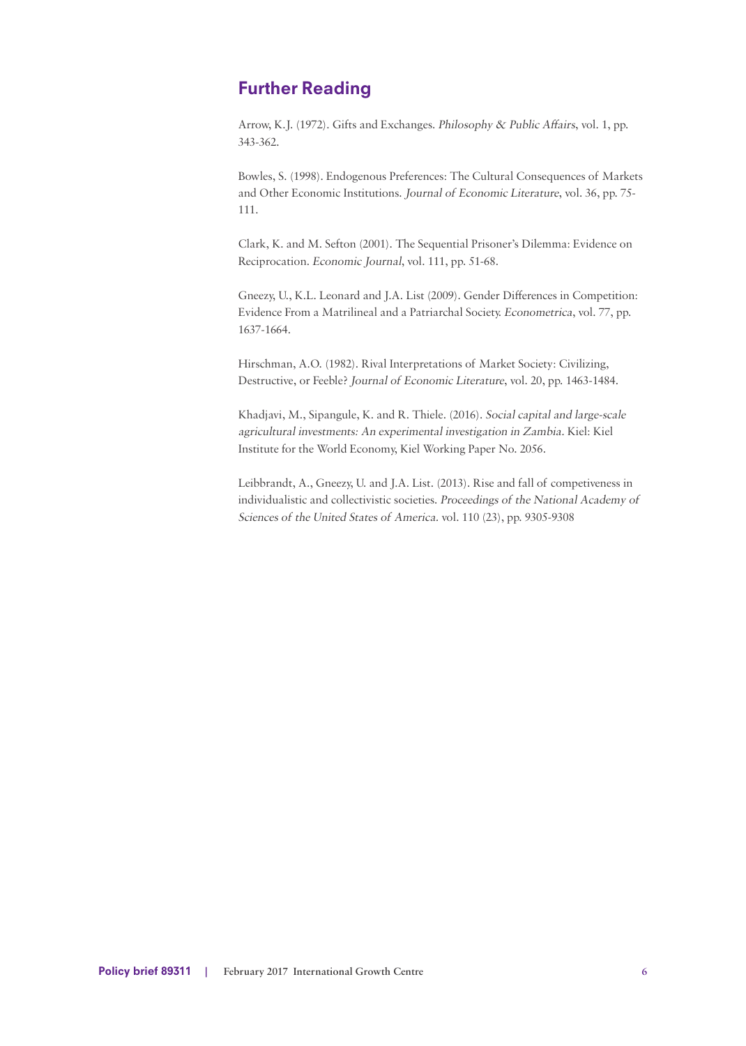## Further Reading

Arrow, K.J. (1972). Gifts and Exchanges. *Philosophy & Public Affairs*, vol. 1, pp. 343-362.

Bowles, S. (1998). Endogenous Preferences: The Cultural Consequences of Markets and Other Economic Institutions. *Journal of Economic Literature*, vol. 36, pp. 75-111.

Clark, K. and M. Sefton (2001). The Sequential Prisoner's Dilemma: Evidence on Reciprocation. *Economic Journal*, vol. 111, pp. 51-68.

Gneezy, U., K.L. Leonard and J.A. List (2009). Gender Differences in Competition: Evidence From a Matrilineal and a Patriarchal Society. *Econometrica*, vol. 77, pp. 1637-1664.

Hirschman, A.O. (1982). Rival Interpretations of Market Society: Civilizing, Destructive, or Feeble? *Journal of Economic Literature*, vol. 20, pp. 1463-1484.

Khadjavi, M., Sipangule, K. and R. Thiele. (2016). *Social capital and large-scale agricultural investments: An experimental investigation in Zambia*. Kiel: Kiel Institute for the World Economy, Kiel Working Paper No. 2056.

Leibbrandt, A., Gneezy, U. and J.A. List. (2013). Rise and fall of competiveness in individualistic and collectivistic societies. *Proceedings of the National Academy of Sciences of the United States of America*. vol. 110 (23), pp. 9305-9308